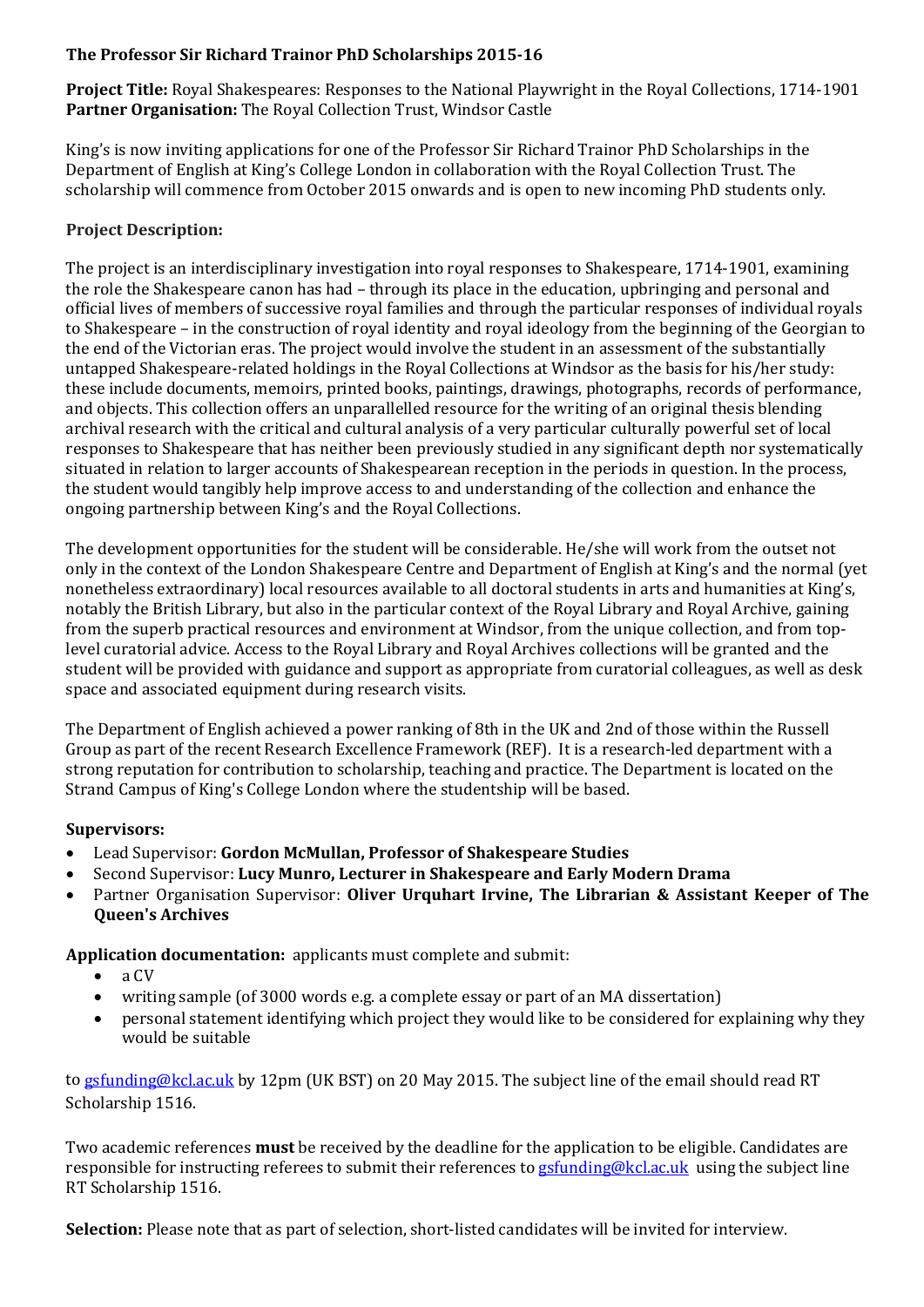**The Professor Sir Richard Trainor PhD Scholarships 2015-16**

**Project Title:** Royal Shakespeares: Responses to the National Playwright in the Royal Collections, 1714-1901
**Partner Organisation:** The Royal Collection Trust, Windsor Castle

King's is now inviting applications for one of the Professor Sir Richard Trainor PhD Scholarships in the Department of English at King's College London in collaboration with the Royal Collection Trust. The scholarship will commence from October 2015 onwards and is open to new incoming PhD students only.

**Project Description:**

The project is an interdisciplinary investigation into royal responses to Shakespeare, 1714-1901, examining the role the Shakespeare canon has had – through its place in the education, upbringing and personal and official lives of members of successive royal families and through the particular responses of individual royals to Shakespeare – in the construction of royal identity and royal ideology from the beginning of the Georgian to the end of the Victorian eras. The project would involve the student in an assessment of the substantially untapped Shakespeare-related holdings in the Royal Collections at Windsor as the basis for his/her study: these include documents, memoirs, printed books, paintings, drawings, photographs, records of performance, and objects. This collection offers an unparallelled resource for the writing of an original thesis blending archival research with the critical and cultural analysis of a very particular culturally powerful set of local responses to Shakespeare that has neither been previously studied in any significant depth nor systematically situated in relation to larger accounts of Shakespearean reception in the periods in question. In the process, the student would tangibly help improve access to and understanding of the collection and enhance the ongoing partnership between King's and the Royal Collections.

The development opportunities for the student will be considerable. He/she will work from the outset not only in the context of the London Shakespeare Centre and Department of English at King's and the normal (yet nonetheless extraordinary) local resources available to all doctoral students in arts and humanities at King's, notably the British Library, but also in the particular context of the Royal Library and Royal Archive, gaining from the superb practical resources and environment at Windsor, from the unique collection, and from top-level curatorial advice. Access to the Royal Library and Royal Archives collections will be granted and the student will be provided with guidance and support as appropriate from curatorial colleagues, as well as desk space and associated equipment during research visits.

The Department of English achieved a power ranking of 8th in the UK and 2nd of those within the Russell Group as part of the recent Research Excellence Framework (REF). It is a research-led department with a strong reputation for contribution to scholarship, teaching and practice. The Department is located on the Strand Campus of King's College London where the studentship will be based.

**Supervisors:**

- Lead Supervisor: **Gordon McMullan, Professor of Shakespeare Studies**
- Second Supervisor: **Lucy Munro, Lecturer in Shakespeare and Early Modern Drama**
- Partner Organisation Supervisor: **Oliver Urquhart Irvine, The Librarian & Assistant Keeper of The Queen's Archives**

**Application documentation:** applicants must complete and submit:

- a CV
- writing sample (of 3000 words e.g. a complete essay or part of an MA dissertation)
- personal statement identifying which project they would like to be considered for explaining why they would be suitable

to gsfunding@kcl.ac.uk by 12pm (UK BST) on 20 May 2015. The subject line of the email should read RT Scholarship 1516.

Two academic references **must** be received by the deadline for the application to be eligible. Candidates are responsible for instructing referees to submit their references to gsfunding@kcl.ac.uk using the subject line RT Scholarship 1516.

**Selection:** Please note that as part of selection, short-listed candidates will be invited for interview.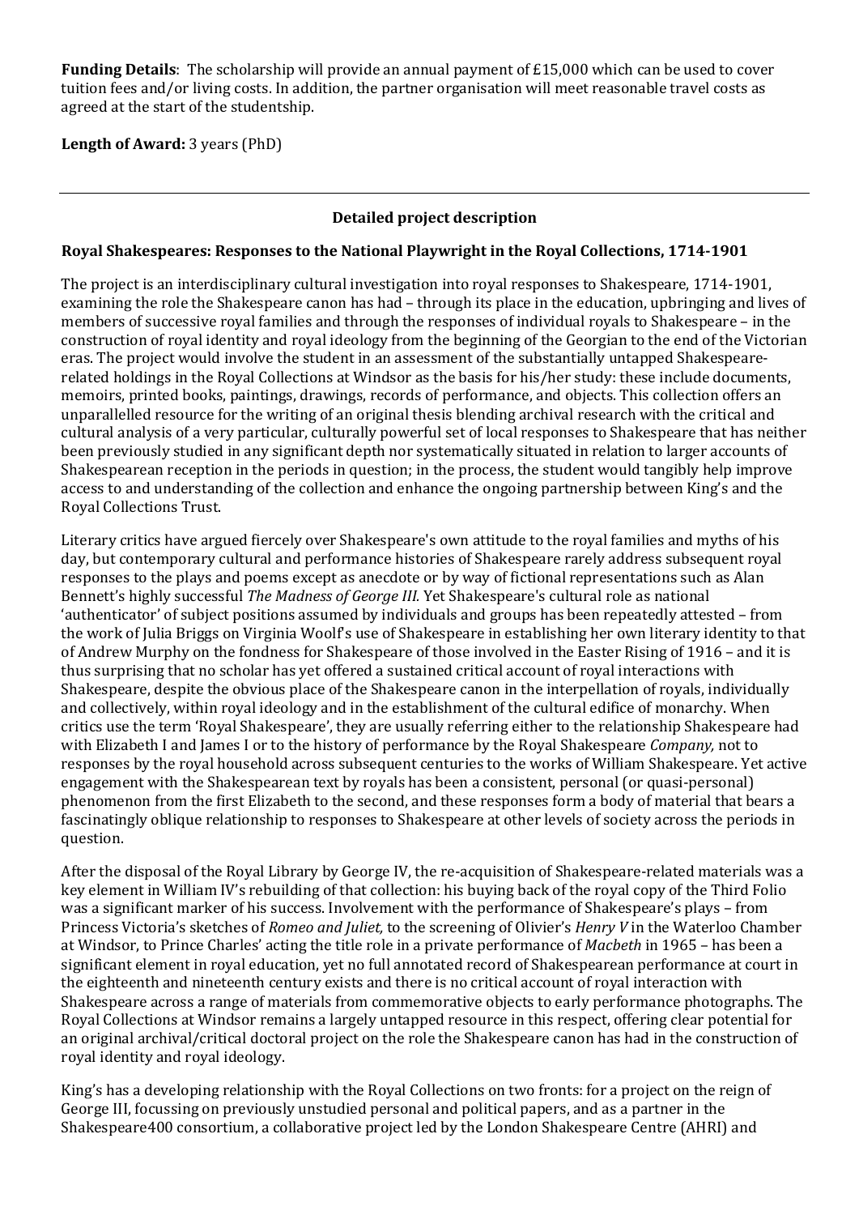**Funding Details**: The scholarship will provide an annual payment of £15,000 which can be used to cover tuition fees and/or living costs. In addition, the partner organisation will meet reasonable travel costs as agreed at the start of the studentship.

**Length of Award:** 3 years (PhD)

---

## Detailed project description

### Royal Shakespeares: Responses to the National Playwright in the Royal Collections, 1714-1901

The project is an interdisciplinary cultural investigation into royal responses to Shakespeare, 1714-1901, examining the role the Shakespeare canon has had – through its place in the education, upbringing and lives of members of successive royal families and through the responses of individual royals to Shakespeare – in the construction of royal identity and royal ideology from the beginning of the Georgian to the end of the Victorian eras. The project would involve the student in an assessment of the substantially untapped Shakespeare-related holdings in the Royal Collections at Windsor as the basis for his/her study: these include documents, memoirs, printed books, paintings, drawings, records of performance, and objects. This collection offers an unparallelled resource for the writing of an original thesis blending archival research with the critical and cultural analysis of a very particular, culturally powerful set of local responses to Shakespeare that has neither been previously studied in any significant depth nor systematically situated in relation to larger accounts of Shakespearean reception in the periods in question; in the process, the student would tangibly help improve access to and understanding of the collection and enhance the ongoing partnership between King's and the Royal Collections Trust.

Literary critics have argued fiercely over Shakespeare's own attitude to the royal families and myths of his day, but contemporary cultural and performance histories of Shakespeare rarely address subsequent royal responses to the plays and poems except as anecdote or by way of fictional representations such as Alan Bennett's highly successful *The Madness of George III.* Yet Shakespeare's cultural role as national 'authenticator' of subject positions assumed by individuals and groups has been repeatedly attested – from the work of Julia Briggs on Virginia Woolf's use of Shakespeare in establishing her own literary identity to that of Andrew Murphy on the fondness for Shakespeare of those involved in the Easter Rising of 1916 – and it is thus surprising that no scholar has yet offered a sustained critical account of royal interactions with Shakespeare, despite the obvious place of the Shakespeare canon in the interpellation of royals, individually and collectively, within royal ideology and in the establishment of the cultural edifice of monarchy. When critics use the term 'Royal Shakespeare', they are usually referring either to the relationship Shakespeare had with Elizabeth I and James I or to the history of performance by the Royal Shakespeare *Company,* not to responses by the royal household across subsequent centuries to the works of William Shakespeare. Yet active engagement with the Shakespearean text by royals has been a consistent, personal (or quasi-personal) phenomenon from the first Elizabeth to the second, and these responses form a body of material that bears a fascinatingly oblique relationship to responses to Shakespeare at other levels of society across the periods in question.

After the disposal of the Royal Library by George IV, the re-acquisition of Shakespeare-related materials was a key element in William IV's rebuilding of that collection: his buying back of the royal copy of the Third Folio was a significant marker of his success. Involvement with the performance of Shakespeare's plays – from Princess Victoria's sketches of *Romeo and Juliet,* to the screening of Olivier's *Henry V* in the Waterloo Chamber at Windsor, to Prince Charles' acting the title role in a private performance of *Macbeth* in 1965 – has been a significant element in royal education, yet no full annotated record of Shakespearean performance at court in the eighteenth and nineteenth century exists and there is no critical account of royal interaction with Shakespeare across a range of materials from commemorative objects to early performance photographs. The Royal Collections at Windsor remains a largely untapped resource in this respect, offering clear potential for an original archival/critical doctoral project on the role the Shakespeare canon has had in the construction of royal identity and royal ideology.

King's has a developing relationship with the Royal Collections on two fronts: for a project on the reign of George III, focussing on previously unstudied personal and political papers, and as a partner in the Shakespeare400 consortium, a collaborative project led by the London Shakespeare Centre (AHRI) and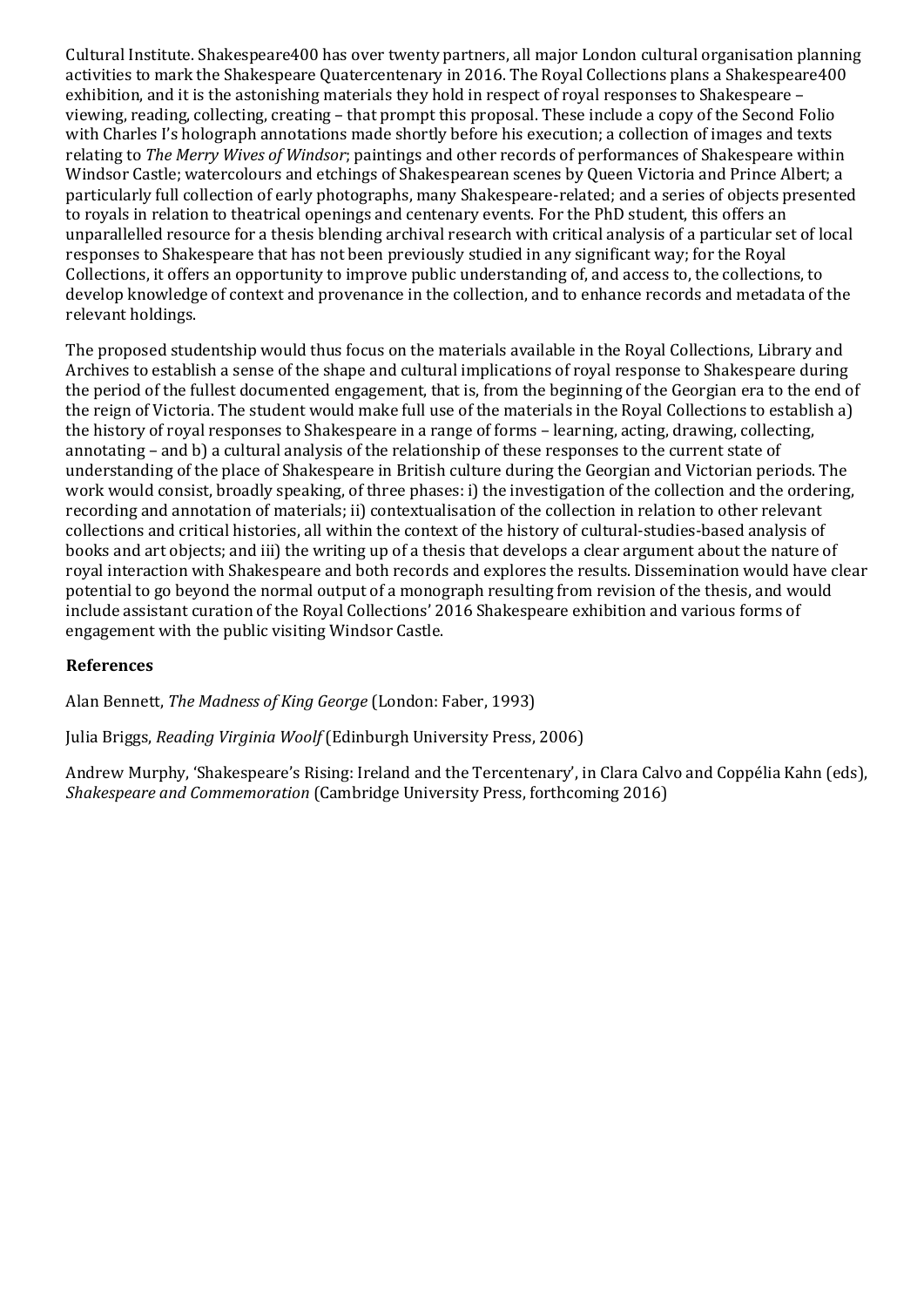Cultural Institute. Shakespeare400 has over twenty partners, all major London cultural organisation planning activities to mark the Shakespeare Quatercentenary in 2016. The Royal Collections plans a Shakespeare400 exhibition, and it is the astonishing materials they hold in respect of royal responses to Shakespeare – viewing, reading, collecting, creating – that prompt this proposal. These include a copy of the Second Folio with Charles I's holograph annotations made shortly before his execution; a collection of images and texts relating to *The Merry Wives of Windsor*; paintings and other records of performances of Shakespeare within Windsor Castle; watercolours and etchings of Shakespearean scenes by Queen Victoria and Prince Albert; a particularly full collection of early photographs, many Shakespeare-related; and a series of objects presented to royals in relation to theatrical openings and centenary events. For the PhD student, this offers an unparallelled resource for a thesis blending archival research with critical analysis of a particular set of local responses to Shakespeare that has not been previously studied in any significant way; for the Royal Collections, it offers an opportunity to improve public understanding of, and access to, the collections, to develop knowledge of context and provenance in the collection, and to enhance records and metadata of the relevant holdings.

The proposed studentship would thus focus on the materials available in the Royal Collections, Library and Archives to establish a sense of the shape and cultural implications of royal response to Shakespeare during the period of the fullest documented engagement, that is, from the beginning of the Georgian era to the end of the reign of Victoria. The student would make full use of the materials in the Royal Collections to establish a) the history of royal responses to Shakespeare in a range of forms – learning, acting, drawing, collecting, annotating – and b) a cultural analysis of the relationship of these responses to the current state of understanding of the place of Shakespeare in British culture during the Georgian and Victorian periods. The work would consist, broadly speaking, of three phases: i) the investigation of the collection and the ordering, recording and annotation of materials; ii) contextualisation of the collection in relation to other relevant collections and critical histories, all within the context of the history of cultural-studies-based analysis of books and art objects; and iii) the writing up of a thesis that develops a clear argument about the nature of royal interaction with Shakespeare and both records and explores the results. Dissemination would have clear potential to go beyond the normal output of a monograph resulting from revision of the thesis, and would include assistant curation of the Royal Collections' 2016 Shakespeare exhibition and various forms of engagement with the public visiting Windsor Castle.

**References**

Alan Bennett, *The Madness of King George* (London: Faber, 1993)

Julia Briggs, *Reading Virginia Woolf* (Edinburgh University Press, 2006)

Andrew Murphy, 'Shakespeare's Rising: Ireland and the Tercentenary', in Clara Calvo and Coppélia Kahn (eds), *Shakespeare and Commemoration* (Cambridge University Press, forthcoming 2016)